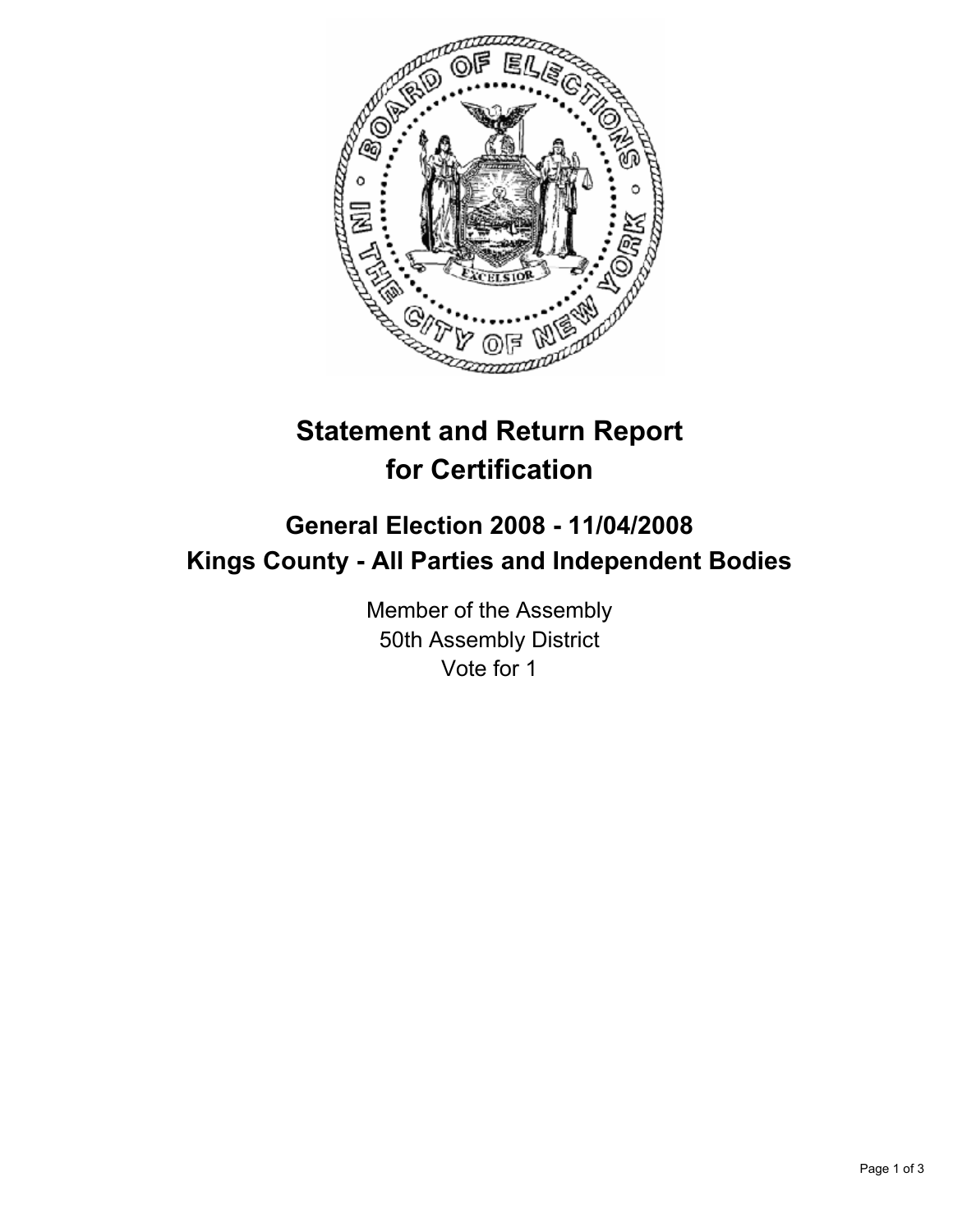# Statement and Return Report for Certification

## General Election 2008 - 11/04/2008
## Kings County - All Parties and Independent Bodies

Member of the Assembly
50th Assembly District
Vote for 1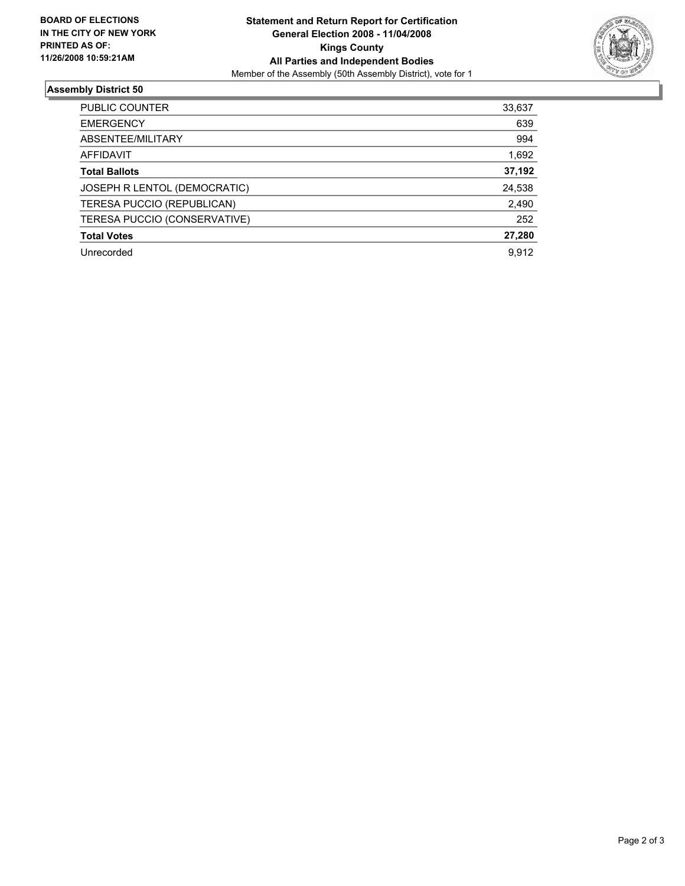**BOARD OF ELECTIONS IN THE CITY OF NEW YORK PRINTED AS OF: 11/26/2008 10:59:21AM**

**Statement and Return Report for Certification**
**General Election 2008 - 11/04/2008**
**Kings County**
**All Parties and Independent Bodies**
Member of the Assembly (50th Assembly District), vote for 1

## Assembly District 50

| | |
|---|---|
| PUBLIC COUNTER | 33,637 |
| EMERGENCY | 639 |
| ABSENTEE/MILITARY | 994 |
| AFFIDAVIT | 1,692 |
| **Total Ballots** | **37,192** |
| JOSEPH R LENTOL (DEMOCRATIC) | 24,538 |
| TERESA PUCCIO (REPUBLICAN) | 2,490 |
| TERESA PUCCIO (CONSERVATIVE) | 252 |
| **Total Votes** | **27,280** |
| Unrecorded | 9,912 |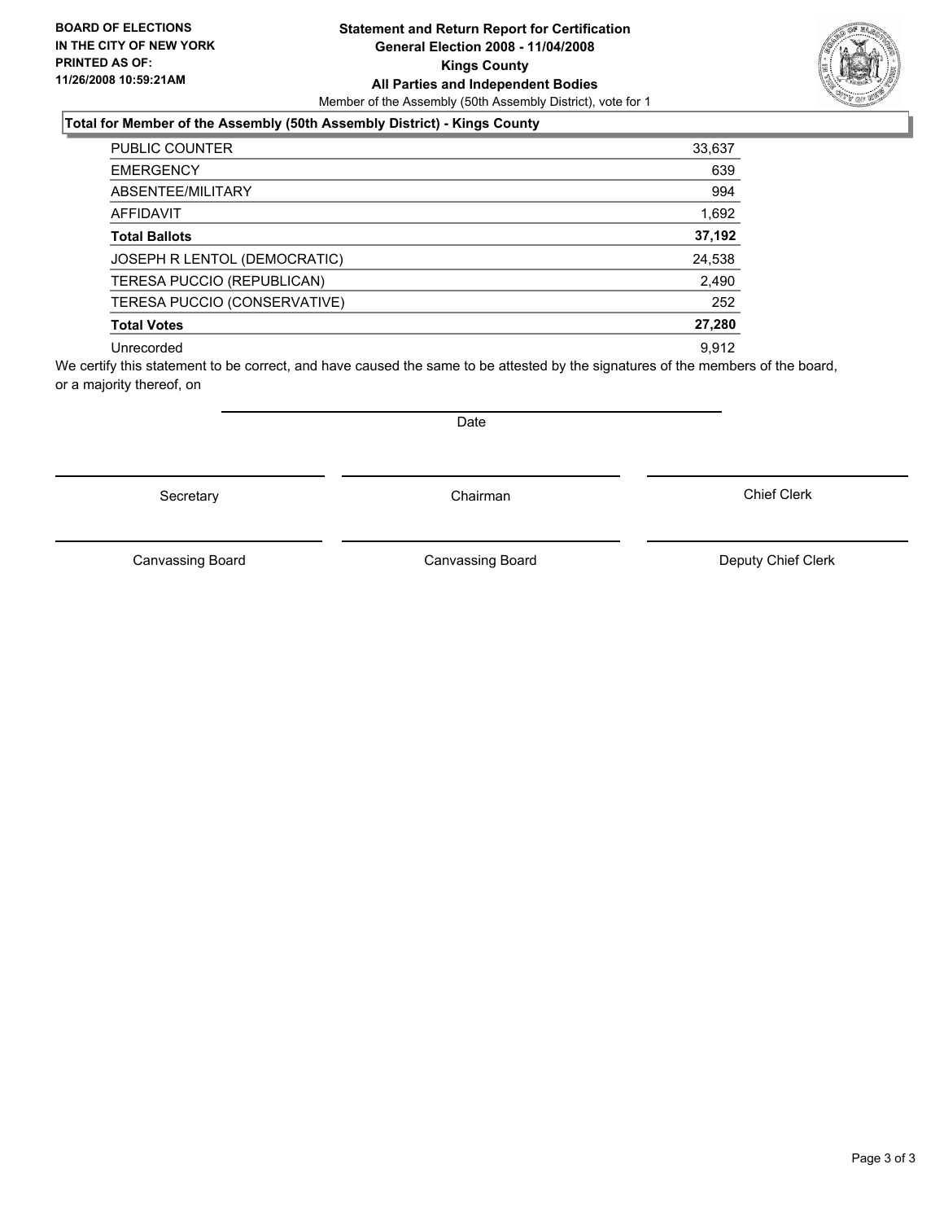**BOARD OF ELECTIONS IN THE CITY OF NEW YORK PRINTED AS OF: 11/26/2008 10:59:21AM**

# Statement and Return Report for Certification
## General Election 2008 - 11/04/2008
## Kings County
## All Parties and Independent Bodies

Member of the Assembly (50th Assembly District), vote for 1

### Total for Member of the Assembly (50th Assembly District) - Kings County

| | |
|---|---|
| PUBLIC COUNTER | 33,637 |
| EMERGENCY | 639 |
| ABSENTEE/MILITARY | 994 |
| AFFIDAVIT | 1,692 |
| **Total Ballots** | **37,192** |
| JOSEPH R LENTOL (DEMOCRATIC) | 24,538 |
| TERESA PUCCIO (REPUBLICAN) | 2,490 |
| TERESA PUCCIO (CONSERVATIVE) | 252 |
| **Total Votes** | **27,280** |
| Unrecorded | 9,912 |

We certify this statement to be correct, and have caused the same to be attested by the signatures of the members of the board, or a majority thereof, on

Date

Secretary | Chairman | Chief Clerk

Canvassing Board | Canvassing Board | Deputy Chief Clerk